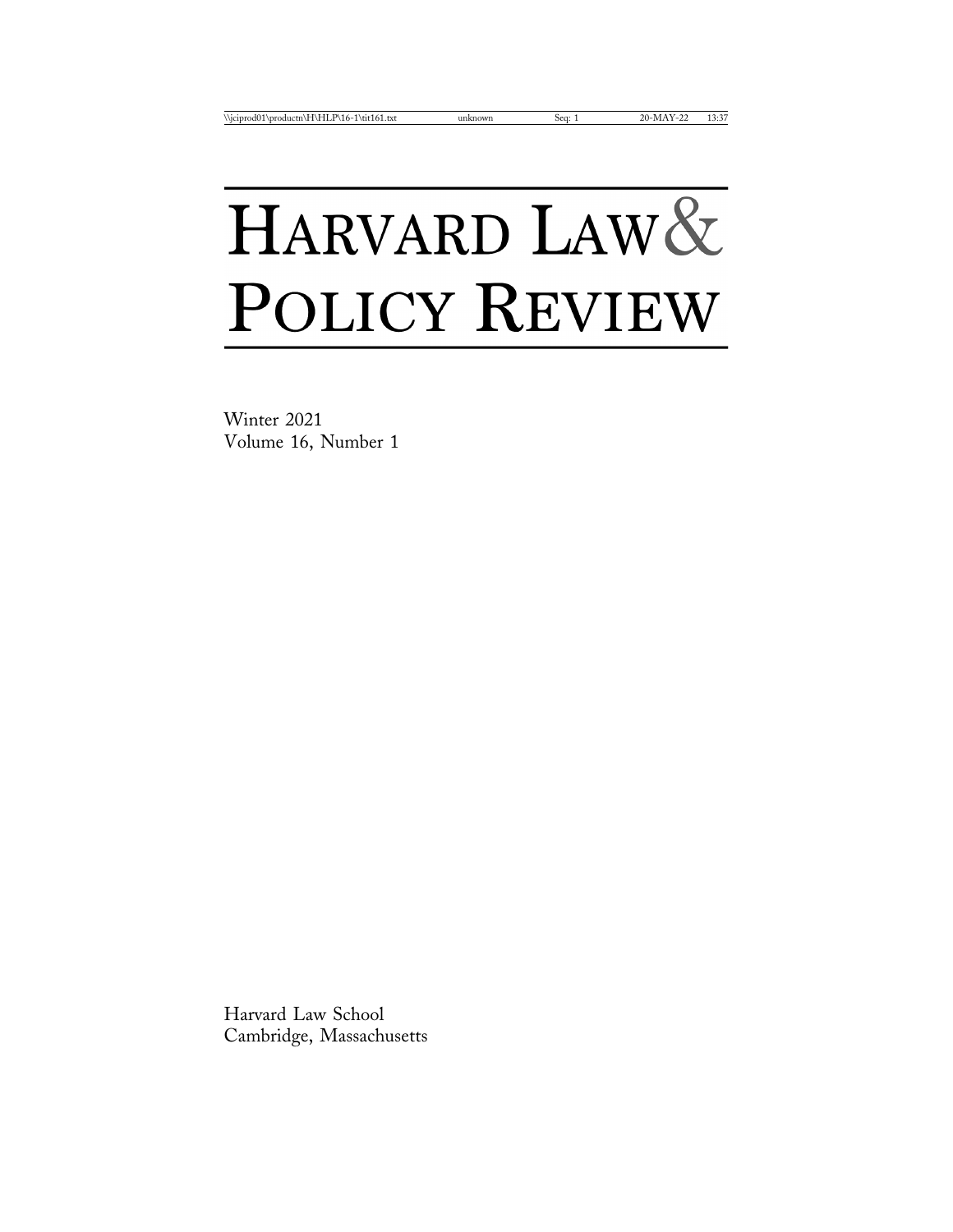# HARVARD LAW & POLICY REVIEW

Winter 2021
Volume 16, Number 1

Harvard Law School
Cambridge, Massachusetts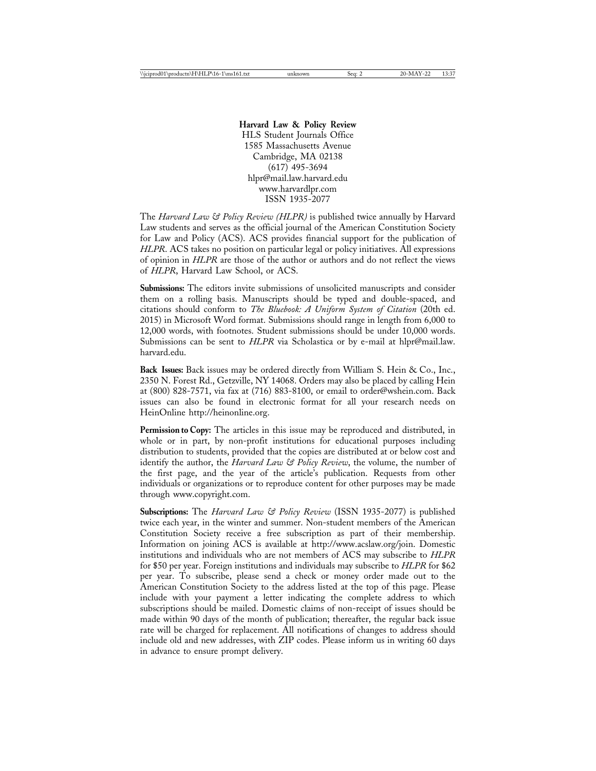**Harvard Law & Policy Review**
HLS Student Journals Office
1585 Massachusetts Avenue
Cambridge, MA 02138
(617) 495-3694
hlpr@mail.law.harvard.edu
www.harvardlpr.com
ISSN 1935-2077

The *Harvard Law & Policy Review (HLPR)* is published twice annually by Harvard Law students and serves as the official journal of the American Constitution Society for Law and Policy (ACS). ACS provides financial support for the publication of *HLPR*. ACS takes no position on particular legal or policy initiatives. All expressions of opinion in *HLPR* are those of the author or authors and do not reflect the views of *HLPR*, Harvard Law School, or ACS.

**Submissions:** The editors invite submissions of unsolicited manuscripts and consider them on a rolling basis. Manuscripts should be typed and double-spaced, and citations should conform to *The Bluebook: A Uniform System of Citation* (20th ed. 2015) in Microsoft Word format. Submissions should range in length from 6,000 to 12,000 words, with footnotes. Student submissions should be under 10,000 words. Submissions can be sent to *HLPR* via Scholastica or by e-mail at hlpr@mail.law.harvard.edu.

**Back Issues:** Back issues may be ordered directly from William S. Hein & Co., Inc., 2350 N. Forest Rd., Getzville, NY 14068. Orders may also be placed by calling Hein at (800) 828-7571, via fax at (716) 883-8100, or email to order@wshein.com. Back issues can also be found in electronic format for all your research needs on HeinOnline http://heinonline.org.

**Permission to Copy:** The articles in this issue may be reproduced and distributed, in whole or in part, by non-profit institutions for educational purposes including distribution to students, provided that the copies are distributed at or below cost and identify the author, the *Harvard Law & Policy Review*, the volume, the number of the first page, and the year of the article's publication. Requests from other individuals or organizations or to reproduce content for other purposes may be made through www.copyright.com.

**Subscriptions:** The *Harvard Law & Policy Review* (ISSN 1935-2077) is published twice each year, in the winter and summer. Non-student members of the American Constitution Society receive a free subscription as part of their membership. Information on joining ACS is available at http://www.acslaw.org/join. Domestic institutions and individuals who are not members of ACS may subscribe to *HLPR* for $50 per year. Foreign institutions and individuals may subscribe to *HLPR* for $62 per year. To subscribe, please send a check or money order made out to the American Constitution Society to the address listed at the top of this page. Please include with your payment a letter indicating the complete address to which subscriptions should be mailed. Domestic claims of non-receipt of issues should be made within 90 days of the month of publication; thereafter, the regular back issue rate will be charged for replacement. All notifications of changes to address should include old and new addresses, with ZIP codes. Please inform us in writing 60 days in advance to ensure prompt delivery.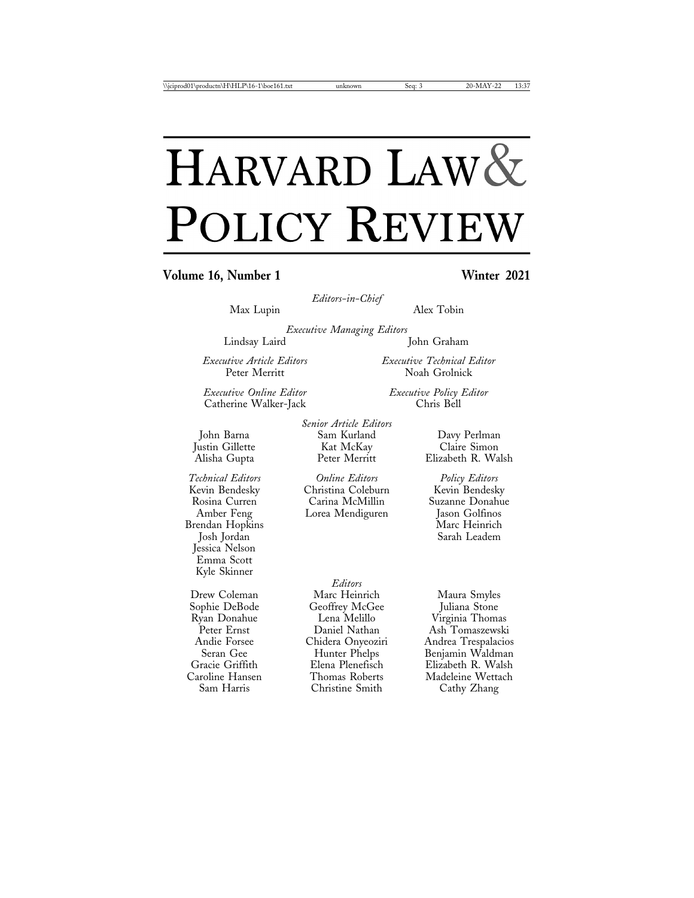# HARVARD LAW & POLICY REVIEW

**Volume 16, Number 1** **Winter 2021**

*Editors-in-Chief*
Max Lupin
Alex Tobin

*Executive Managing Editors*
Lindsay Laird
John Graham

*Executive Article Editors*
Peter Merritt

*Executive Technical Editor*
Noah Grolnick

*Executive Online Editor*
Catherine Walker-Jack

*Executive Policy Editor*
Chris Bell

*Senior Article Editors*
John Barna
Justin Gillette
Alisha Gupta
Sam Kurland
Kat McKay
Peter Merritt
Davy Perlman
Claire Simon
Elizabeth R. Walsh

*Technical Editors*
Kevin Bendesky
Rosina Curren
Amber Feng
Brendan Hopkins
Josh Jordan
Jessica Nelson
Emma Scott
Kyle Skinner

*Online Editors*
Christina Coleburn
Carina McMillin
Lorea Mendiguren

*Policy Editors*
Kevin Bendesky
Suzanne Donahue
Jason Golfinos
Marc Heinrich
Sarah Leadem

*Editors*
Drew Coleman
Sophie DeBode
Ryan Donahue
Peter Ernst
Andie Forsee
Seran Gee
Gracie Griffith
Caroline Hansen
Sam Harris
Marc Heinrich
Geoffrey McGee
Lena Melillo
Daniel Nathan
Chidera Onyeoziri
Hunter Phelps
Elena Plenefisch
Thomas Roberts
Christine Smith
Maura Smyles
Juliana Stone
Virginia Thomas
Ash Tomaszewski
Andrea Trespalacios
Benjamin Waldman
Elizabeth R. Walsh
Madeleine Wettach
Cathy Zhang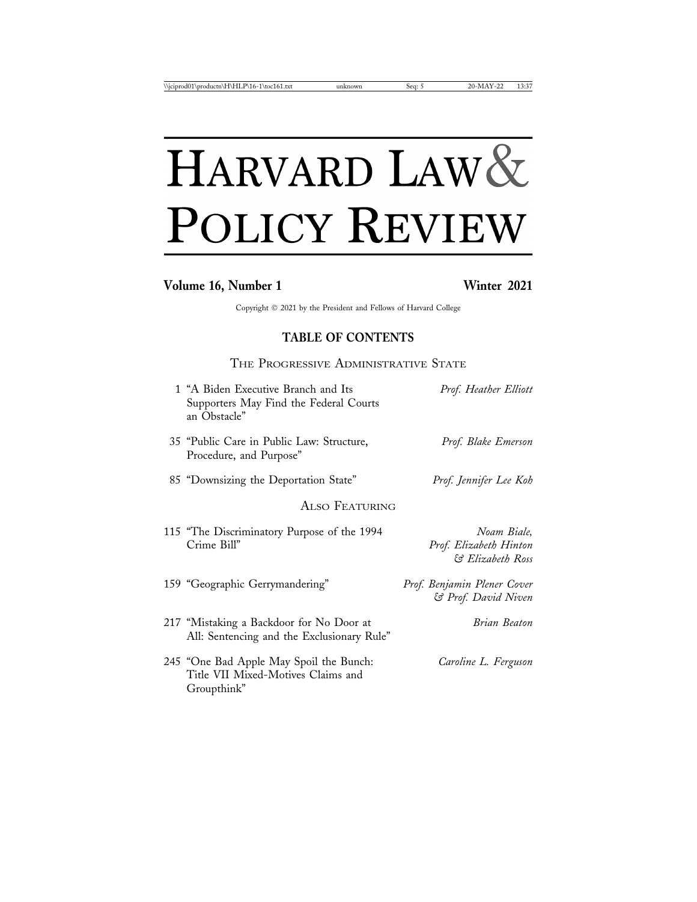# HARVARD LAW & POLICY REVIEW

**Volume 16, Number 1** **Winter 2021**

Copyright © 2021 by the President and Fellows of Harvard College

## TABLE OF CONTENTS

### The Progressive Administrative State

| | | |
|---|---|---|
| 1 | "A Biden Executive Branch and Its Supporters May Find the Federal Courts an Obstacle" | *Prof. Heather Elliott* |
| 35 | "Public Care in Public Law: Structure, Procedure, and Purpose" | *Prof. Blake Emerson* |
| 85 | "Downsizing the Deportation State" | *Prof. Jennifer Lee Koh* |

### Also Featuring

| | | |
|---|---|---|
| 115 | "The Discriminatory Purpose of the 1994 Crime Bill" | *Noam Biale, Prof. Elizabeth Hinton & Elizabeth Ross* |
| 159 | "Geographic Gerrymandering" | *Prof. Benjamin Plener Cover & Prof. David Niven* |
| 217 | "Mistaking a Backdoor for No Door at All: Sentencing and the Exclusionary Rule" | *Brian Beaton* |
| 245 | "One Bad Apple May Spoil the Bunch: Title VII Mixed-Motives Claims and Groupthink" | *Caroline L. Ferguson* |